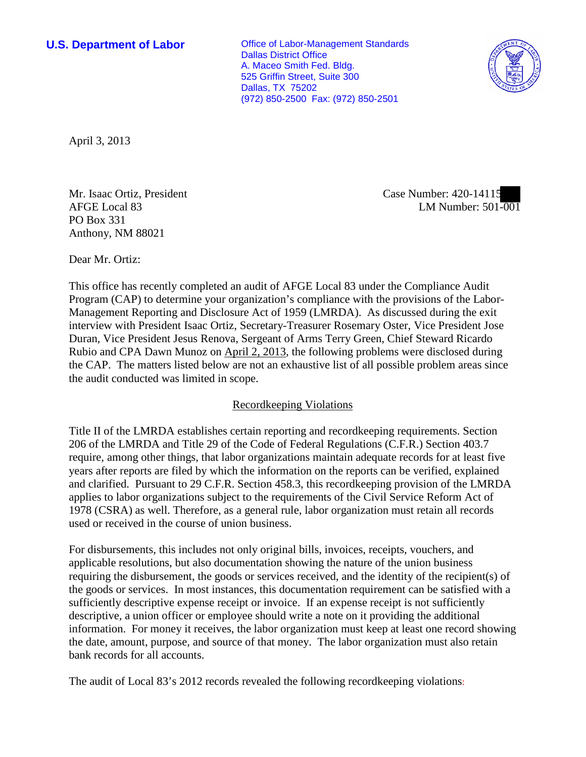**U.S. Department of Labor**

Office of Labor-Management Standards
Dallas District Office
A. Maceo Smith Fed. Bldg.
525 Griffin Street, Suite 300
Dallas, TX 75202
(972) 850-2500 Fax: (972) 850-2501

April 3, 2013

Mr. Isaac Ortiz, President
AFGE Local 83
PO Box 331
Anthony, NM 88021

Case Number: 420-14115
LM Number: 501-001

Dear Mr. Ortiz:

This office has recently completed an audit of AFGE Local 83 under the Compliance Audit Program (CAP) to determine your organization's compliance with the provisions of the Labor-Management Reporting and Disclosure Act of 1959 (LMRDA). As discussed during the exit interview with President Isaac Ortiz, Secretary-Treasurer Rosemary Oster, Vice President Jose Duran, Vice President Jesus Renova, Sergeant of Arms Terry Green, Chief Steward Ricardo Rubio and CPA Dawn Munoz on April 2, 2013, the following problems were disclosed during the CAP. The matters listed below are not an exhaustive list of all possible problem areas since the audit conducted was limited in scope.

Recordkeeping Violations

Title II of the LMRDA establishes certain reporting and recordkeeping requirements. Section 206 of the LMRDA and Title 29 of the Code of Federal Regulations (C.F.R.) Section 403.7 require, among other things, that labor organizations maintain adequate records for at least five years after reports are filed by which the information on the reports can be verified, explained and clarified. Pursuant to 29 C.F.R. Section 458.3, this recordkeeping provision of the LMRDA applies to labor organizations subject to the requirements of the Civil Service Reform Act of 1978 (CSRA) as well. Therefore, as a general rule, labor organization must retain all records used or received in the course of union business.

For disbursements, this includes not only original bills, invoices, receipts, vouchers, and applicable resolutions, but also documentation showing the nature of the union business requiring the disbursement, the goods or services received, and the identity of the recipient(s) of the goods or services. In most instances, this documentation requirement can be satisfied with a sufficiently descriptive expense receipt or invoice. If an expense receipt is not sufficiently descriptive, a union officer or employee should write a note on it providing the additional information. For money it receives, the labor organization must keep at least one record showing the date, amount, purpose, and source of that money. The labor organization must also retain bank records for all accounts.

The audit of Local 83's 2012 records revealed the following recordkeeping violations: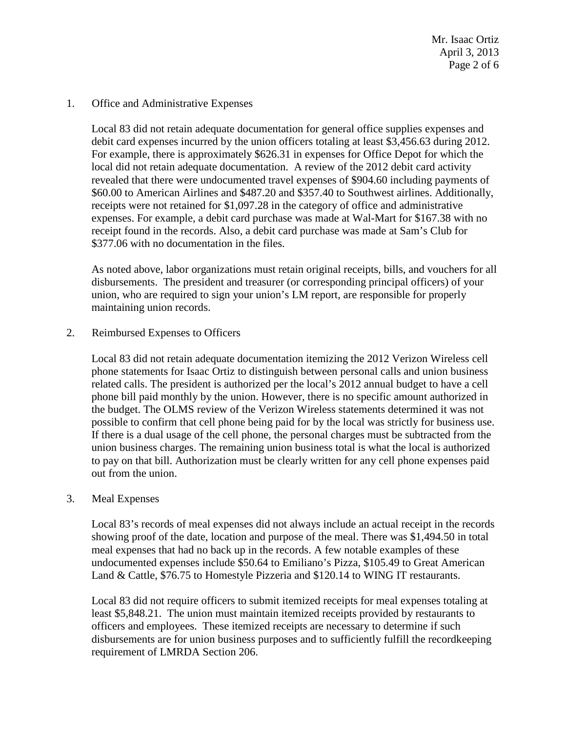1. Office and Administrative Expenses

   Local 83 did not retain adequate documentation for general office supplies expenses and debit card expenses incurred by the union officers totaling at least $3,456.63 during 2012. For example, there is approximately $626.31 in expenses for Office Depot for which the local did not retain adequate documentation. A review of the 2012 debit card activity revealed that there were undocumented travel expenses of $904.60 including payments of $60.00 to American Airlines and $487.20 and $357.40 to Southwest airlines. Additionally, receipts were not retained for $1,097.28 in the category of office and administrative expenses. For example, a debit card purchase was made at Wal-Mart for $167.38 with no receipt found in the records. Also, a debit card purchase was made at Sam's Club for $377.06 with no documentation in the files.

   As noted above, labor organizations must retain original receipts, bills, and vouchers for all disbursements. The president and treasurer (or corresponding principal officers) of your union, who are required to sign your union's LM report, are responsible for properly maintaining union records.

2. Reimbursed Expenses to Officers

   Local 83 did not retain adequate documentation itemizing the 2012 Verizon Wireless cell phone statements for Isaac Ortiz to distinguish between personal calls and union business related calls. The president is authorized per the local's 2012 annual budget to have a cell phone bill paid monthly by the union. However, there is no specific amount authorized in the budget. The OLMS review of the Verizon Wireless statements determined it was not possible to confirm that cell phone being paid for by the local was strictly for business use. If there is a dual usage of the cell phone, the personal charges must be subtracted from the union business charges. The remaining union business total is what the local is authorized to pay on that bill. Authorization must be clearly written for any cell phone expenses paid out from the union.

3. Meal Expenses

   Local 83's records of meal expenses did not always include an actual receipt in the records showing proof of the date, location and purpose of the meal. There was $1,494.50 in total meal expenses that had no back up in the records. A few notable examples of these undocumented expenses include $50.64 to Emiliano's Pizza, $105.49 to Great American Land & Cattle, $76.75 to Homestyle Pizzeria and $120.14 to WING IT restaurants.

   Local 83 did not require officers to submit itemized receipts for meal expenses totaling at least $5,848.21. The union must maintain itemized receipts provided by restaurants to officers and employees. These itemized receipts are necessary to determine if such disbursements are for union business purposes and to sufficiently fulfill the recordkeeping requirement of LMRDA Section 206.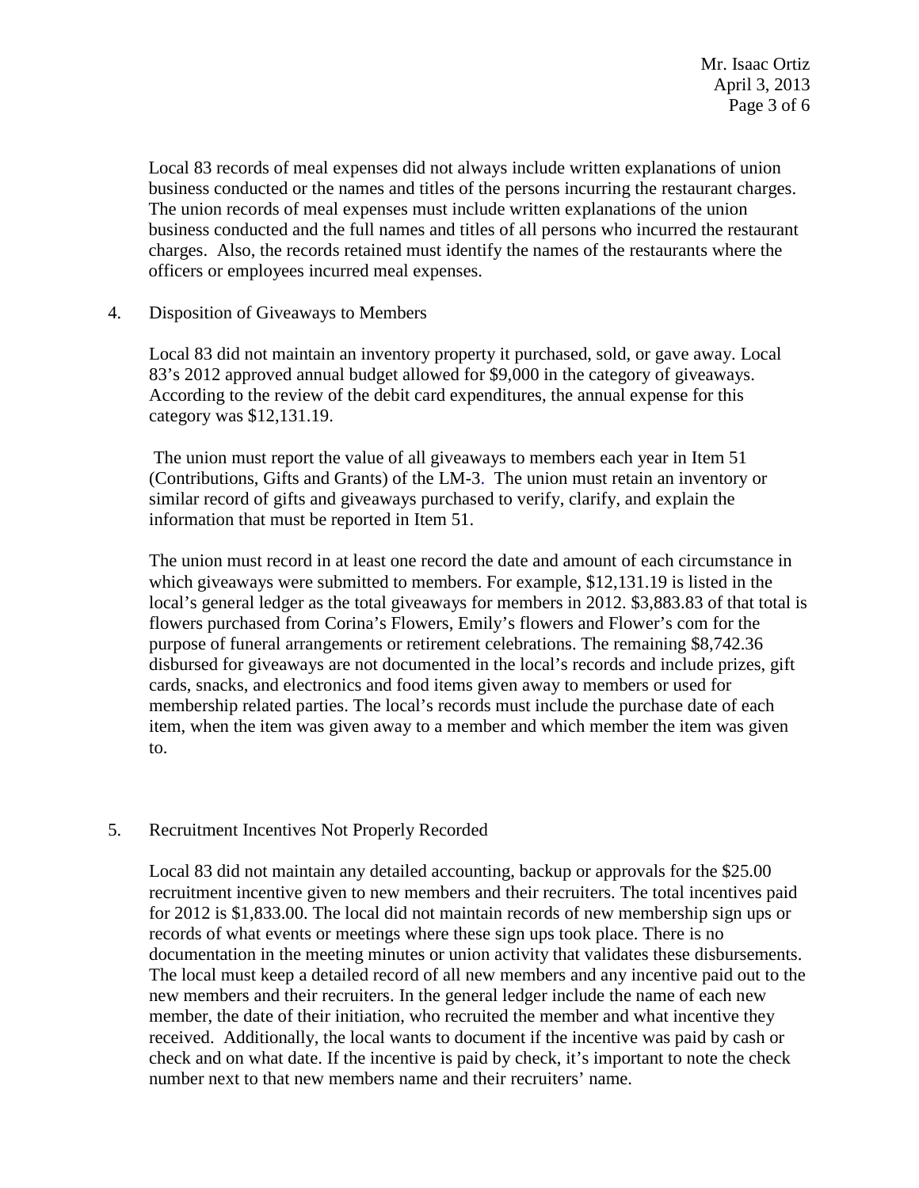Local 83 records of meal expenses did not always include written explanations of union business conducted or the names and titles of the persons incurring the restaurant charges. The union records of meal expenses must include written explanations of the union business conducted and the full names and titles of all persons who incurred the restaurant charges. Also, the records retained must identify the names of the restaurants where the officers or employees incurred meal expenses.

4. Disposition of Giveaways to Members

Local 83 did not maintain an inventory property it purchased, sold, or gave away. Local 83's 2012 approved annual budget allowed for $9,000 in the category of giveaways. According to the review of the debit card expenditures, the annual expense for this category was $12,131.19.

The union must report the value of all giveaways to members each year in Item 51 (Contributions, Gifts and Grants) of the LM-3. The union must retain an inventory or similar record of gifts and giveaways purchased to verify, clarify, and explain the information that must be reported in Item 51.

The union must record in at least one record the date and amount of each circumstance in which giveaways were submitted to members. For example, $12,131.19 is listed in the local's general ledger as the total giveaways for members in 2012. $3,883.83 of that total is flowers purchased from Corina's Flowers, Emily's flowers and Flower's com for the purpose of funeral arrangements or retirement celebrations. The remaining $8,742.36 disbursed for giveaways are not documented in the local's records and include prizes, gift cards, snacks, and electronics and food items given away to members or used for membership related parties. The local's records must include the purchase date of each item, when the item was given away to a member and which member the item was given to.

5. Recruitment Incentives Not Properly Recorded

Local 83 did not maintain any detailed accounting, backup or approvals for the $25.00 recruitment incentive given to new members and their recruiters. The total incentives paid for 2012 is $1,833.00. The local did not maintain records of new membership sign ups or records of what events or meetings where these sign ups took place. There is no documentation in the meeting minutes or union activity that validates these disbursements. The local must keep a detailed record of all new members and any incentive paid out to the new members and their recruiters. In the general ledger include the name of each new member, the date of their initiation, who recruited the member and what incentive they received. Additionally, the local wants to document if the incentive was paid by cash or check and on what date. If the incentive is paid by check, it's important to note the check number next to that new members name and their recruiters' name.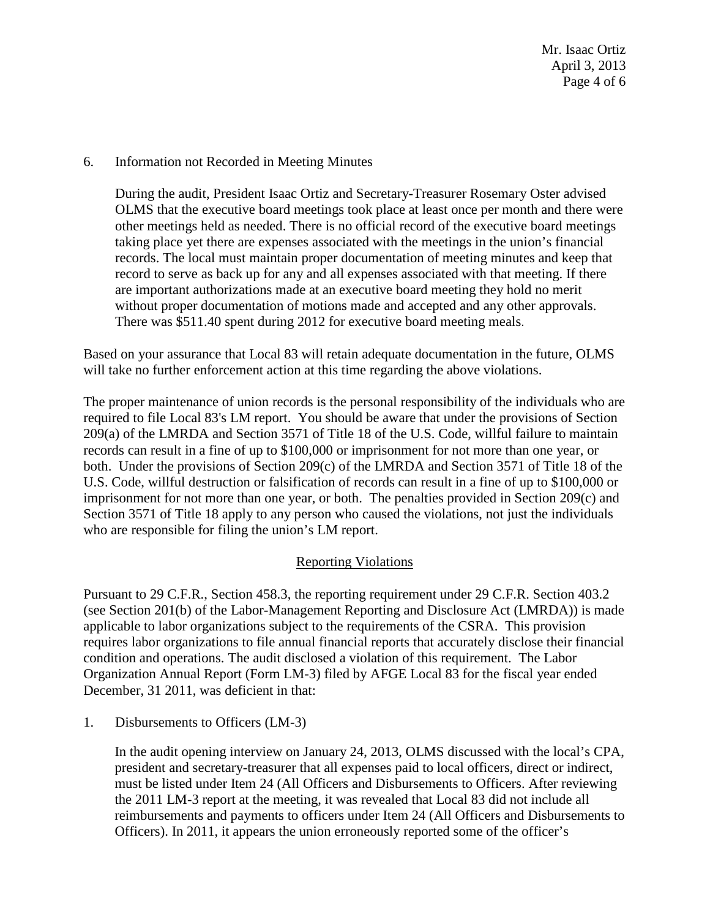6. Information not Recorded in Meeting Minutes

   During the audit, President Isaac Ortiz and Secretary-Treasurer Rosemary Oster advised OLMS that the executive board meetings took place at least once per month and there were other meetings held as needed. There is no official record of the executive board meetings taking place yet there are expenses associated with the meetings in the union's financial records. The local must maintain proper documentation of meeting minutes and keep that record to serve as back up for any and all expenses associated with that meeting. If there are important authorizations made at an executive board meeting they hold no merit without proper documentation of motions made and accepted and any other approvals. There was $511.40 spent during 2012 for executive board meeting meals.

Based on your assurance that Local 83 will retain adequate documentation in the future, OLMS will take no further enforcement action at this time regarding the above violations.

The proper maintenance of union records is the personal responsibility of the individuals who are required to file Local 83's LM report. You should be aware that under the provisions of Section 209(a) of the LMRDA and Section 3571 of Title 18 of the U.S. Code, willful failure to maintain records can result in a fine of up to $100,000 or imprisonment for not more than one year, or both. Under the provisions of Section 209(c) of the LMRDA and Section 3571 of Title 18 of the U.S. Code, willful destruction or falsification of records can result in a fine of up to $100,000 or imprisonment for not more than one year, or both. The penalties provided in Section 209(c) and Section 3571 of Title 18 apply to any person who caused the violations, not just the individuals who are responsible for filing the union's LM report.

## Reporting Violations

Pursuant to 29 C.F.R., Section 458.3, the reporting requirement under 29 C.F.R. Section 403.2 (see Section 201(b) of the Labor-Management Reporting and Disclosure Act (LMRDA)) is made applicable to labor organizations subject to the requirements of the CSRA. This provision requires labor organizations to file annual financial reports that accurately disclose their financial condition and operations. The audit disclosed a violation of this requirement. The Labor Organization Annual Report (Form LM-3) filed by AFGE Local 83 for the fiscal year ended December, 31 2011, was deficient in that:

1. Disbursements to Officers (LM-3)

   In the audit opening interview on January 24, 2013, OLMS discussed with the local's CPA, president and secretary-treasurer that all expenses paid to local officers, direct or indirect, must be listed under Item 24 (All Officers and Disbursements to Officers. After reviewing the 2011 LM-3 report at the meeting, it was revealed that Local 83 did not include all reimbursements and payments to officers under Item 24 (All Officers and Disbursements to Officers). In 2011, it appears the union erroneously reported some of the officer's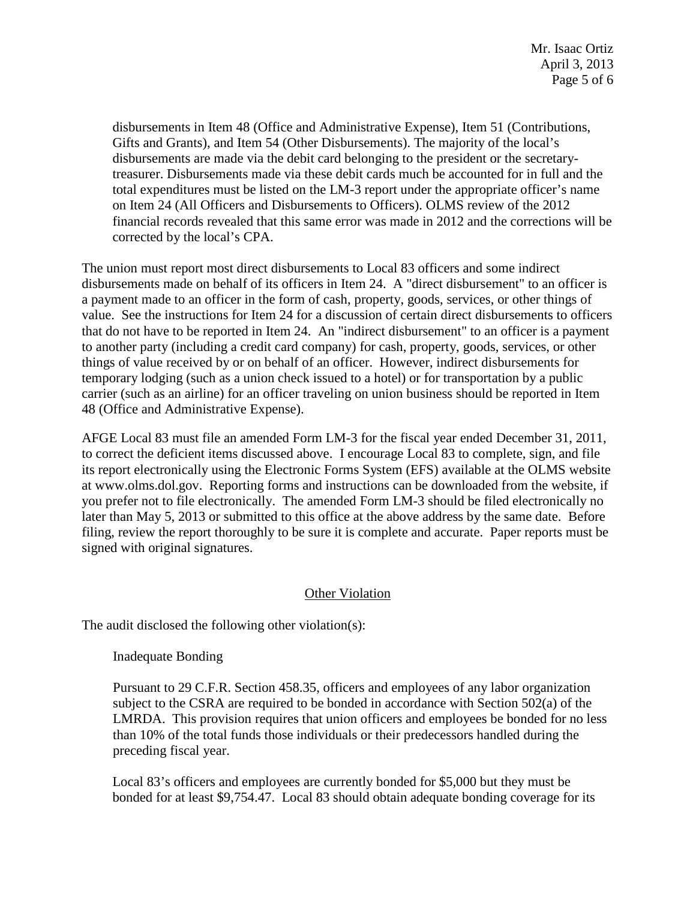disbursements in Item 48 (Office and Administrative Expense), Item 51 (Contributions, Gifts and Grants), and Item 54 (Other Disbursements). The majority of the local's disbursements are made via the debit card belonging to the president or the secretary-treasurer. Disbursements made via these debit cards much be accounted for in full and the total expenditures must be listed on the LM-3 report under the appropriate officer's name on Item 24 (All Officers and Disbursements to Officers). OLMS review of the 2012 financial records revealed that this same error was made in 2012 and the corrections will be corrected by the local's CPA.

The union must report most direct disbursements to Local 83 officers and some indirect disbursements made on behalf of its officers in Item 24. A "direct disbursement" to an officer is a payment made to an officer in the form of cash, property, goods, services, or other things of value. See the instructions for Item 24 for a discussion of certain direct disbursements to officers that do not have to be reported in Item 24. An "indirect disbursement" to an officer is a payment to another party (including a credit card company) for cash, property, goods, services, or other things of value received by or on behalf of an officer. However, indirect disbursements for temporary lodging (such as a union check issued to a hotel) or for transportation by a public carrier (such as an airline) for an officer traveling on union business should be reported in Item 48 (Office and Administrative Expense).

AFGE Local 83 must file an amended Form LM-3 for the fiscal year ended December 31, 2011, to correct the deficient items discussed above. I encourage Local 83 to complete, sign, and file its report electronically using the Electronic Forms System (EFS) available at the OLMS website at www.olms.dol.gov. Reporting forms and instructions can be downloaded from the website, if you prefer not to file electronically. The amended Form LM-3 should be filed electronically no later than May 5, 2013 or submitted to this office at the above address by the same date. Before filing, review the report thoroughly to be sure it is complete and accurate. Paper reports must be signed with original signatures.

## Other Violation

The audit disclosed the following other violation(s):

Inadequate Bonding

Pursuant to 29 C.F.R. Section 458.35, officers and employees of any labor organization subject to the CSRA are required to be bonded in accordance with Section 502(a) of the LMRDA. This provision requires that union officers and employees be bonded for no less than 10% of the total funds those individuals or their predecessors handled during the preceding fiscal year.

Local 83's officers and employees are currently bonded for $5,000 but they must be bonded for at least $9,754.47. Local 83 should obtain adequate bonding coverage for its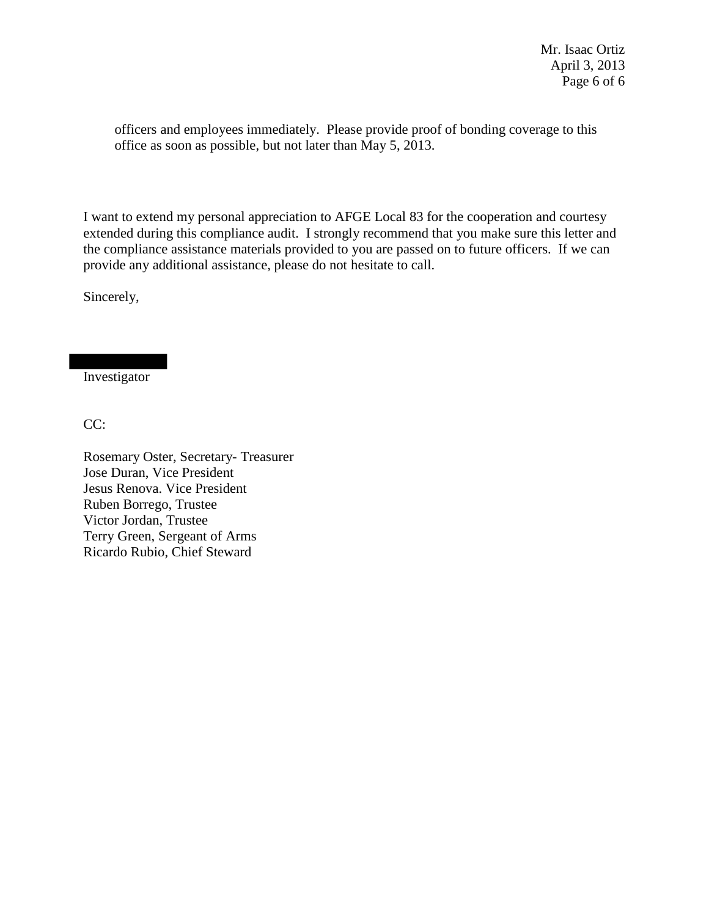officers and employees immediately. Please provide proof of bonding coverage to this office as soon as possible, but not later than May 5, 2013.

I want to extend my personal appreciation to AFGE Local 83 for the cooperation and courtesy extended during this compliance audit. I strongly recommend that you make sure this letter and the compliance assistance materials provided to you are passed on to future officers. If we can provide any additional assistance, please do not hesitate to call.

Sincerely,

Investigator

CC:

Rosemary Oster, Secretary- Treasurer
Jose Duran, Vice President
Jesus Renova. Vice President
Ruben Borrego, Trustee
Victor Jordan, Trustee
Terry Green, Sergeant of Arms
Ricardo Rubio, Chief Steward